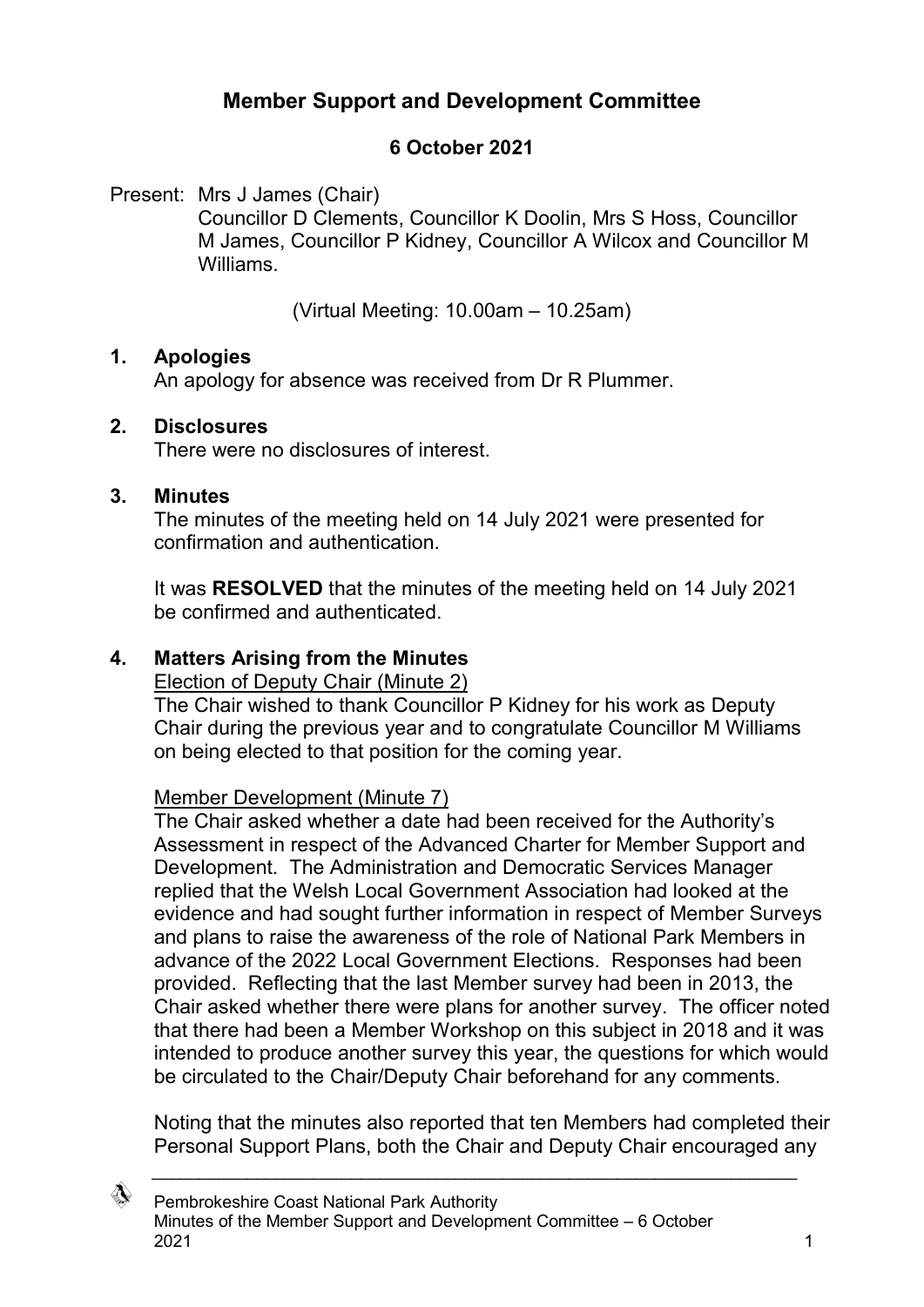# Member Support and Development Committee

**6 October 2021**

Present: Mrs J James (Chair)
Councillor D Clements, Councillor K Doolin, Mrs S Hoss, Councillor M James, Councillor P Kidney, Councillor A Wilcox and Councillor M Williams.

(Virtual Meeting: 10.00am – 10.25am)

## 1. Apologies

An apology for absence was received from Dr R Plummer.

## 2. Disclosures

There were no disclosures of interest.

## 3. Minutes

The minutes of the meeting held on 14 July 2021 were presented for confirmation and authentication.

It was **RESOLVED** that the minutes of the meeting held on 14 July 2021 be confirmed and authenticated.

## 4. Matters Arising from the Minutes

Election of Deputy Chair (Minute 2)

The Chair wished to thank Councillor P Kidney for his work as Deputy Chair during the previous year and to congratulate Councillor M Williams on being elected to that position for the coming year.

Member Development (Minute 7)

The Chair asked whether a date had been received for the Authority's Assessment in respect of the Advanced Charter for Member Support and Development. The Administration and Democratic Services Manager replied that the Welsh Local Government Association had looked at the evidence and had sought further information in respect of Member Surveys and plans to raise the awareness of the role of National Park Members in advance of the 2022 Local Government Elections. Responses had been provided. Reflecting that the last Member survey had been in 2013, the Chair asked whether there were plans for another survey. The officer noted that there had been a Member Workshop on this subject in 2018 and it was intended to produce another survey this year, the questions for which would be circulated to the Chair/Deputy Chair beforehand for any comments.

Noting that the minutes also reported that ten Members had completed their Personal Support Plans, both the Chair and Deputy Chair encouraged any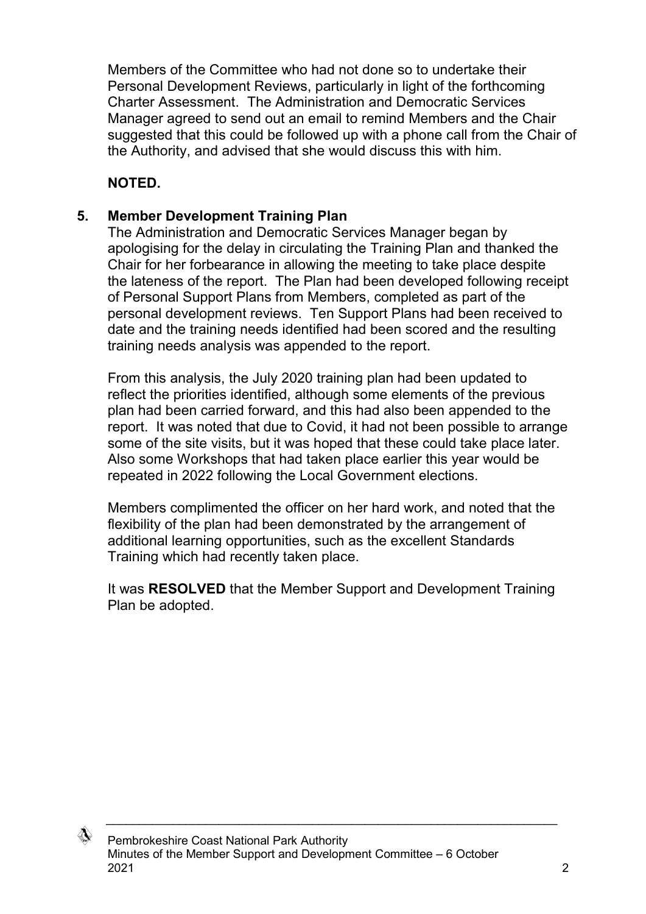Members of the Committee who had not done so to undertake their Personal Development Reviews, particularly in light of the forthcoming Charter Assessment. The Administration and Democratic Services Manager agreed to send out an email to remind Members and the Chair suggested that this could be followed up with a phone call from the Chair of the Authority, and advised that she would discuss this with him.

**NOTED.**

**5. Member Development Training Plan**

The Administration and Democratic Services Manager began by apologising for the delay in circulating the Training Plan and thanked the Chair for her forbearance in allowing the meeting to take place despite the lateness of the report. The Plan had been developed following receipt of Personal Support Plans from Members, completed as part of the personal development reviews. Ten Support Plans had been received to date and the training needs identified had been scored and the resulting training needs analysis was appended to the report.

From this analysis, the July 2020 training plan had been updated to reflect the priorities identified, although some elements of the previous plan had been carried forward, and this had also been appended to the report. It was noted that due to Covid, it had not been possible to arrange some of the site visits, but it was hoped that these could take place later. Also some Workshops that had taken place earlier this year would be repeated in 2022 following the Local Government elections.

Members complimented the officer on her hard work, and noted that the flexibility of the plan had been demonstrated by the arrangement of additional learning opportunities, such as the excellent Standards Training which had recently taken place.

It was **RESOLVED** that the Member Support and Development Training Plan be adopted.